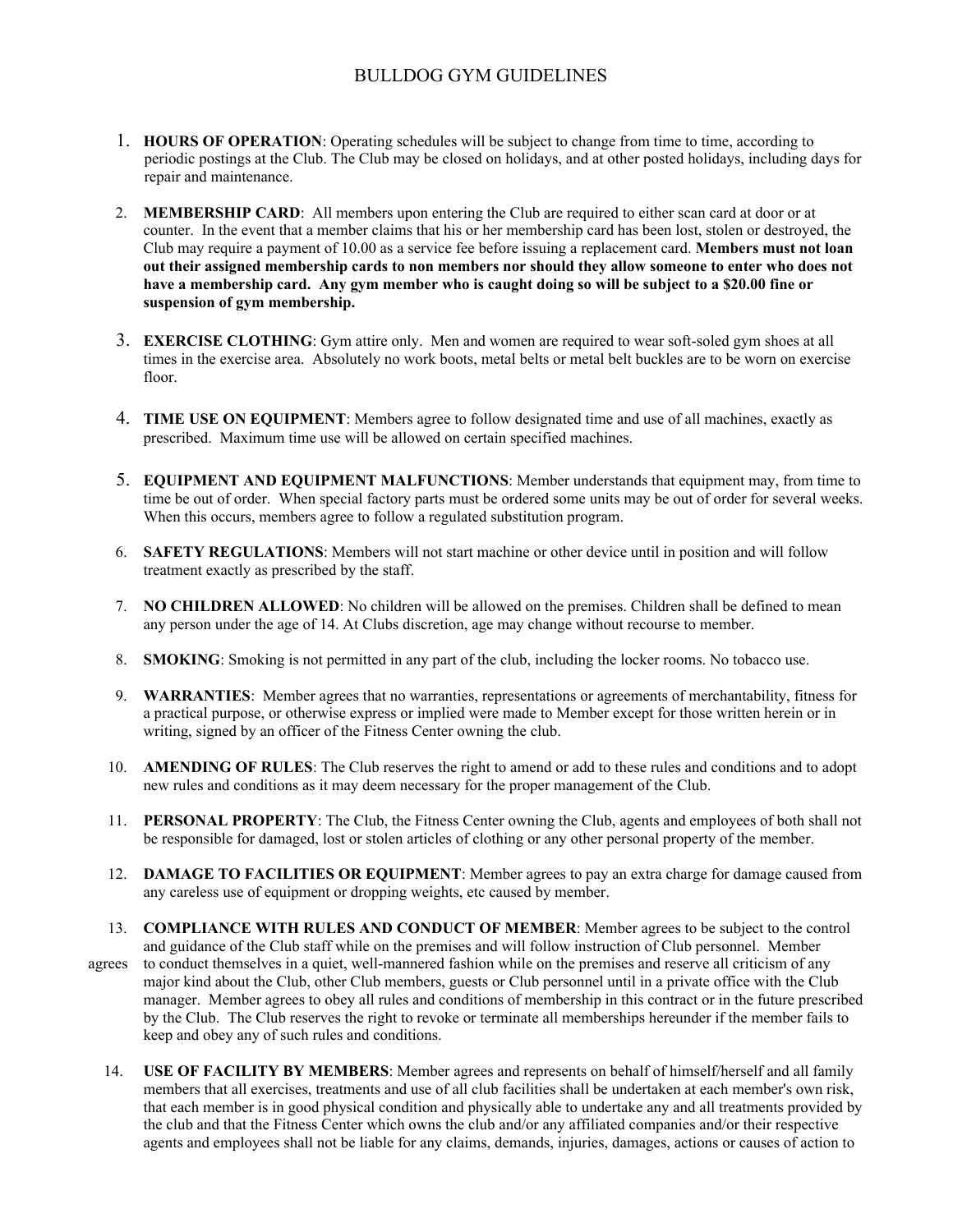# BULLDOG GYM GUIDELINES

1. **HOURS OF OPERATION**: Operating schedules will be subject to change from time to time, according to periodic postings at the Club. The Club may be closed on holidays, and at other posted holidays, including days for repair and maintenance.

2. **MEMBERSHIP CARD**: All members upon entering the Club are required to either scan card at door or at counter. In the event that a member claims that his or her membership card has been lost, stolen or destroyed, the Club may require a payment of 10.00 as a service fee before issuing a replacement card. **Members must not loan out their assigned membership cards to non members nor should they allow someone to enter who does not have a membership card. Any gym member who is caught doing so will be subject to a $20.00 fine or suspension of gym membership.**

3. **EXERCISE CLOTHING**: Gym attire only. Men and women are required to wear soft-soled gym shoes at all times in the exercise area. Absolutely no work boots, metal belts or metal belt buckles are to be worn on exercise floor.

4. **TIME USE ON EQUIPMENT**: Members agree to follow designated time and use of all machines, exactly as prescribed. Maximum time use will be allowed on certain specified machines.

5. **EQUIPMENT AND EQUIPMENT MALFUNCTIONS**: Member understands that equipment may, from time to time be out of order. When special factory parts must be ordered some units may be out of order for several weeks. When this occurs, members agree to follow a regulated substitution program.

6. **SAFETY REGULATIONS**: Members will not start machine or other device until in position and will follow treatment exactly as prescribed by the staff.

7. **NO CHILDREN ALLOWED**: No children will be allowed on the premises. Children shall be defined to mean any person under the age of 14. At Clubs discretion, age may change without recourse to member.

8. **SMOKING**: Smoking is not permitted in any part of the club, including the locker rooms. No tobacco use.

9. **WARRANTIES**: Member agrees that no warranties, representations or agreements of merchantability, fitness for a practical purpose, or otherwise express or implied were made to Member except for those written herein or in writing, signed by an officer of the Fitness Center owning the club.

10. **AMENDING OF RULES**: The Club reserves the right to amend or add to these rules and conditions and to adopt new rules and conditions as it may deem necessary for the proper management of the Club.

11. **PERSONAL PROPERTY**: The Club, the Fitness Center owning the Club, agents and employees of both shall not be responsible for damaged, lost or stolen articles of clothing or any other personal property of the member.

12. **DAMAGE TO FACILITIES OR EQUIPMENT**: Member agrees to pay an extra charge for damage caused from any careless use of equipment or dropping weights, etc caused by member.

13. **COMPLIANCE WITH RULES AND CONDUCT OF MEMBER**: Member agrees to be subject to the control and guidance of the Club staff while on the premises and will follow instruction of Club personnel. Member agrees to conduct themselves in a quiet, well-mannered fashion while on the premises and reserve all criticism of any major kind about the Club, other Club members, guests or Club personnel until in a private office with the Club manager. Member agrees to obey all rules and conditions of membership in this contract or in the future prescribed by the Club. The Club reserves the right to revoke or terminate all memberships hereunder if the member fails to keep and obey any of such rules and conditions.

14. **USE OF FACILITY BY MEMBERS**: Member agrees and represents on behalf of himself/herself and all family members that all exercises, treatments and use of all club facilities shall be undertaken at each member's own risk, that each member is in good physical condition and physically able to undertake any and all treatments provided by the club and that the Fitness Center which owns the club and/or any affiliated companies and/or their respective agents and employees shall not be liable for any claims, demands, injuries, damages, actions or causes of action to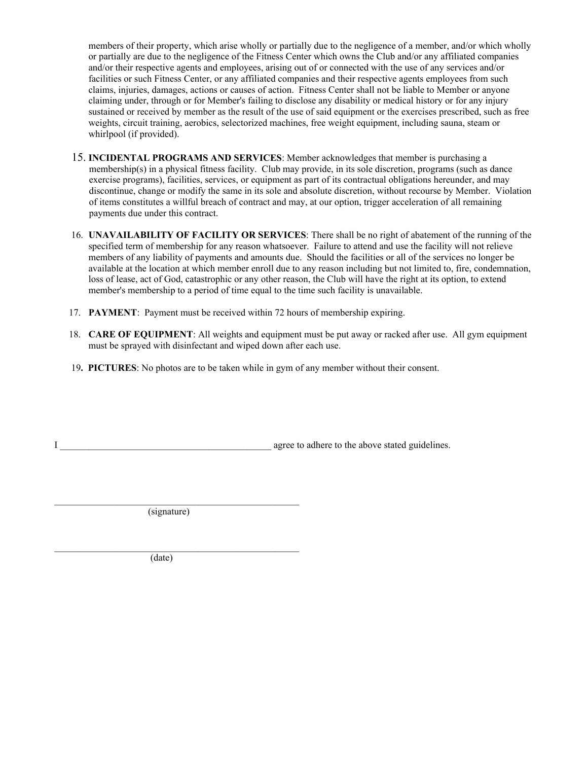members of their property, which arise wholly or partially due to the negligence of a member, and/or which wholly or partially are due to the negligence of the Fitness Center which owns the Club and/or any affiliated companies and/or their respective agents and employees, arising out of or connected with the use of any services and/or facilities or such Fitness Center, or any affiliated companies and their respective agents employees from such claims, injuries, damages, actions or causes of action. Fitness Center shall not be liable to Member or anyone claiming under, through or for Member's failing to disclose any disability or medical history or for any injury sustained or received by member as the result of the use of said equipment or the exercises prescribed, such as free weights, circuit training, aerobics, selectorized machines, free weight equipment, including sauna, steam or whirlpool (if provided).

15. **INCIDENTAL PROGRAMS AND SERVICES**: Member acknowledges that member is purchasing a membership(s) in a physical fitness facility. Club may provide, in its sole discretion, programs (such as dance exercise programs), facilities, services, or equipment as part of its contractual obligations hereunder, and may discontinue, change or modify the same in its sole and absolute discretion, without recourse by Member. Violation of items constitutes a willful breach of contract and may, at our option, trigger acceleration of all remaining payments due under this contract.

16. **UNAVAILABILITY OF FACILITY OR SERVICES**: There shall be no right of abatement of the running of the specified term of membership for any reason whatsoever. Failure to attend and use the facility will not relieve members of any liability of payments and amounts due. Should the facilities or all of the services no longer be available at the location at which member enroll due to any reason including but not limited to, fire, condemnation, loss of lease, act of God, catastrophic or any other reason, the Club will have the right at its option, to extend member's membership to a period of time equal to the time such facility is unavailable.

17. **PAYMENT**: Payment must be received within 72 hours of membership expiring.

18. **CARE OF EQUIPMENT**: All weights and equipment must be put away or racked after use. All gym equipment must be sprayed with disinfectant and wiped down after each use.

19. **PICTURES**: No photos are to be taken while in gym of any member without their consent.

I \_\_\_\_\_\_\_\_\_\_\_\_\_\_\_\_\_\_\_\_\_\_\_\_\_\_\_\_\_\_\_\_\_\_\_\_\_\_\_\_\_\_\_\_ agree to adhere to the above stated guidelines.

\_\_\_\_\_\_\_\_\_\_\_\_\_\_\_\_\_\_\_\_\_\_\_\_\_\_\_\_\_\_\_\_\_\_\_\_\_\_\_\_\_\_\_\_\_\_\_\_\_\_\_\_

(signature)

\_\_\_\_\_\_\_\_\_\_\_\_\_\_\_\_\_\_\_\_\_\_\_\_\_\_\_\_\_\_\_\_\_\_\_\_\_\_\_\_\_\_\_\_\_\_\_\_\_\_\_\_

(date)